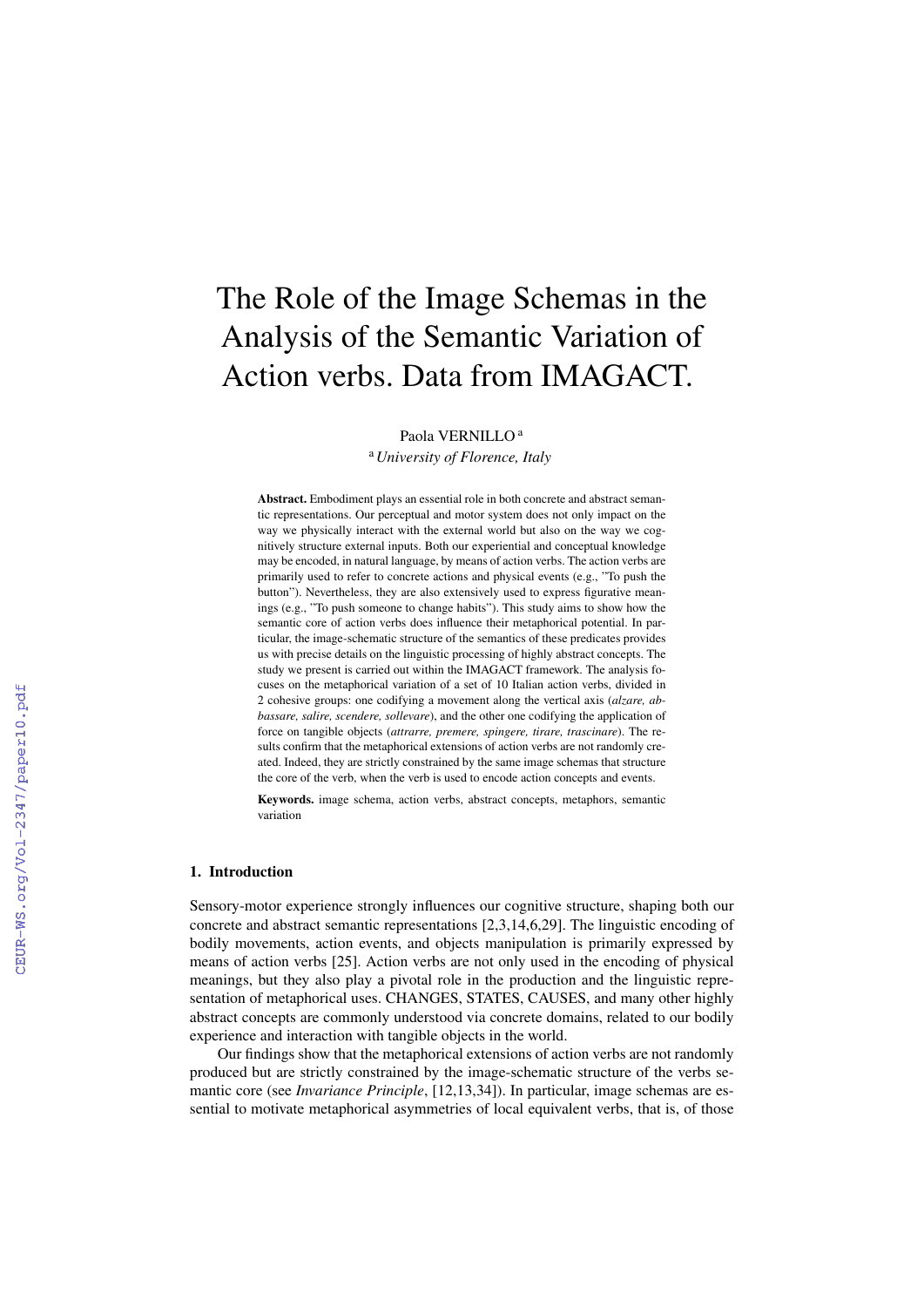# The Role of the Image Schemas in the Analysis of the Semantic Variation of Action verbs. Data from IMAGACT.

Paola VERNILLO [a]

[a] *University of Florence, Italy*

**Abstract.** Embodiment plays an essential role in both concrete and abstract semantic representations. Our perceptual and motor system does not only impact on the way we physically interact with the external world but also on the way we cognitively structure external inputs. Both our experiential and conceptual knowledge may be encoded, in natural language, by means of action verbs. The action verbs are primarily used to refer to concrete actions and physical events (e.g., "To push the button"). Nevertheless, they are also extensively used to express figurative meanings (e.g., "To push someone to change habits"). This study aims to show how the semantic core of action verbs does influence their metaphorical potential. In particular, the image-schematic structure of the semantics of these predicates provides us with precise details on the linguistic processing of highly abstract concepts. The study we present is carried out within the IMAGACT framework. The analysis focuses on the metaphorical variation of a set of 10 Italian action verbs, divided in 2 cohesive groups: one codifying a movement along the vertical axis (*alzare, abbassare, salire, scendere, sollevare*), and the other one codifying the application of force on tangible objects (*attrarre, premere, spingere, tirare, trascinare*). The results confirm that the metaphorical extensions of action verbs are not randomly created. Indeed, they are strictly constrained by the same image schemas that structure the core of the verb, when the verb is used to encode action concepts and events.

**Keywords.** image schema, action verbs, abstract concepts, metaphors, semantic variation

## 1. Introduction

Sensory-motor experience strongly influences our cognitive structure, shaping both our concrete and abstract semantic representations [2,3,14,6,29]. The linguistic encoding of bodily movements, action events, and objects manipulation is primarily expressed by means of action verbs [25]. Action verbs are not only used in the encoding of physical meanings, but they also play a pivotal role in the production and the linguistic representation of metaphorical uses. CHANGES, STATES, CAUSES, and many other highly abstract concepts are commonly understood via concrete domains, related to our bodily experience and interaction with tangible objects in the world.

Our findings show that the metaphorical extensions of action verbs are not randomly produced but are strictly constrained by the image-schematic structure of the verbs semantic core (see *Invariance Principle*, [12,13,34]). In particular, image schemas are essential to motivate metaphorical asymmetries of local equivalent verbs, that is, of those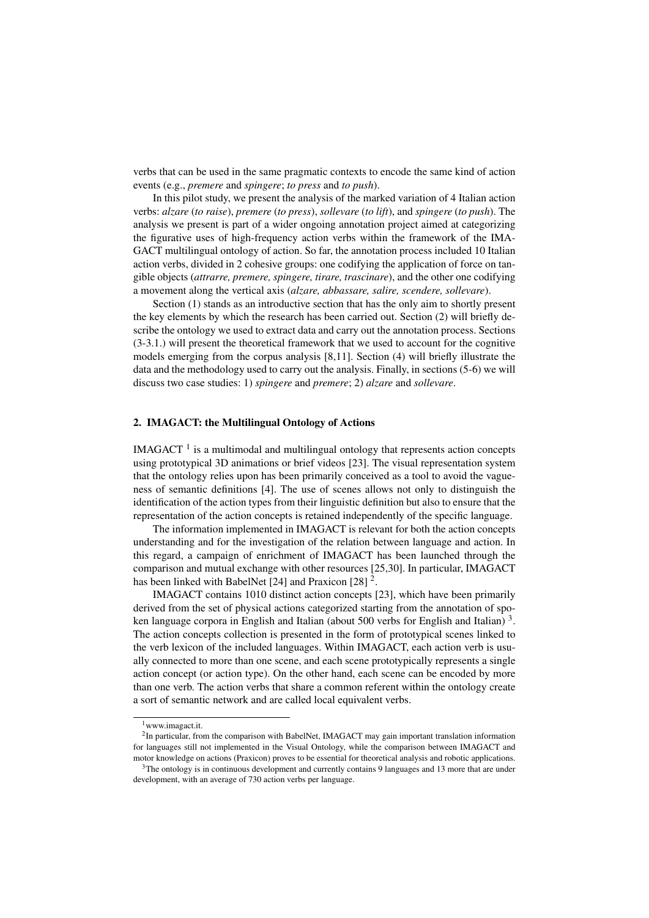verbs that can be used in the same pragmatic contexts to encode the same kind of action events (e.g., *premere* and *spingere*; *to press* and *to push*).

In this pilot study, we present the analysis of the marked variation of 4 Italian action verbs: *alzare* (*to raise*), *premere* (*to press*), *sollevare* (*to lift*), and *spingere* (*to push*). The analysis we present is part of a wider ongoing annotation project aimed at categorizing the figurative uses of high-frequency action verbs within the framework of the IMAGACT multilingual ontology of action. So far, the annotation process included 10 Italian action verbs, divided in 2 cohesive groups: one codifying the application of force on tangible objects (*attrarre, premere, spingere, tirare, trascinare*), and the other one codifying a movement along the vertical axis (*alzare, abbassare, salire, scendere, sollevare*).

Section (1) stands as an introductive section that has the only aim to shortly present the key elements by which the research has been carried out. Section (2) will briefly describe the ontology we used to extract data and carry out the annotation process. Sections (3-3.1.) will present the theoretical framework that we used to account for the cognitive models emerging from the corpus analysis [8,11]. Section (4) will briefly illustrate the data and the methodology used to carry out the analysis. Finally, in sections (5-6) we will discuss two case studies: 1) *spingere* and *premere*; 2) *alzare* and *sollevare*.

## 2. IMAGACT: the Multilingual Ontology of Actions

IMAGACT [1] is a multimodal and multilingual ontology that represents action concepts using prototypical 3D animations or brief videos [23]. The visual representation system that the ontology relies upon has been primarily conceived as a tool to avoid the vagueness of semantic definitions [4]. The use of scenes allows not only to distinguish the identification of the action types from their linguistic definition but also to ensure that the representation of the action concepts is retained independently of the specific language.

The information implemented in IMAGACT is relevant for both the action concepts understanding and for the investigation of the relation between language and action. In this regard, a campaign of enrichment of IMAGACT has been launched through the comparison and mutual exchange with other resources [25,30]. In particular, IMAGACT has been linked with BabelNet [24] and Praxicon [28] [2].

IMAGACT contains 1010 distinct action concepts [23], which have been primarily derived from the set of physical actions categorized starting from the annotation of spoken language corpora in English and Italian (about 500 verbs for English and Italian) [3]. The action concepts collection is presented in the form of prototypical scenes linked to the verb lexicon of the included languages. Within IMAGACT, each action verb is usually connected to more than one scene, and each scene prototypically represents a single action concept (or action type). On the other hand, each scene can be encoded by more than one verb. The action verbs that share a common referent within the ontology create a sort of semantic network and are called local equivalent verbs.

---

[1] www.imagact.it.

[2] In particular, from the comparison with BabelNet, IMAGACT may gain important translation information for languages still not implemented in the Visual Ontology, while the comparison between IMAGACT and motor knowledge on actions (Praxicon) proves to be essential for theoretical analysis and robotic applications.

[3] The ontology is in continuous development and currently contains 9 languages and 13 more that are under development, with an average of 730 action verbs per language.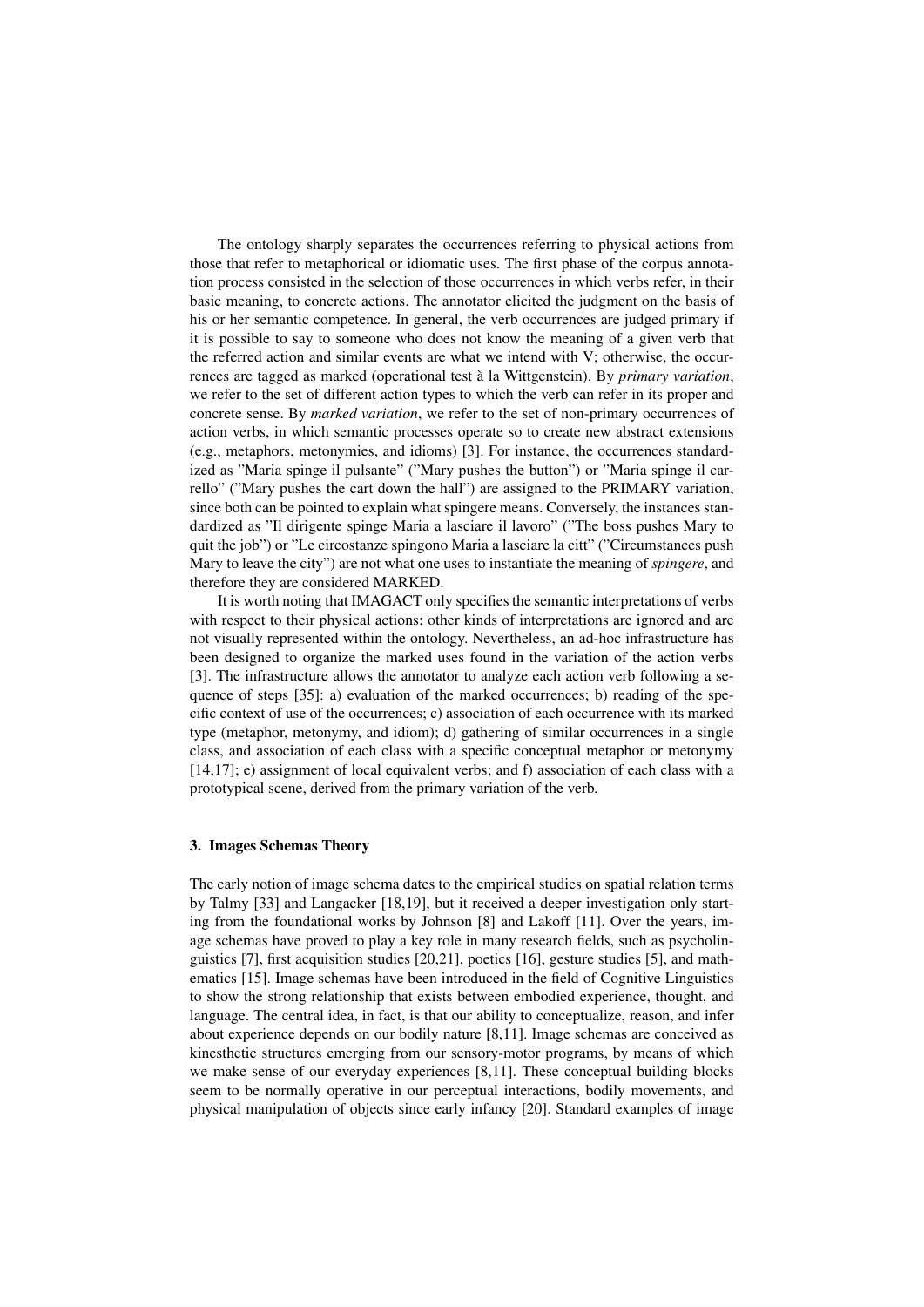The ontology sharply separates the occurrences referring to physical actions from those that refer to metaphorical or idiomatic uses. The first phase of the corpus annotation process consisted in the selection of those occurrences in which verbs refer, in their basic meaning, to concrete actions. The annotator elicited the judgment on the basis of his or her semantic competence. In general, the verb occurrences are judged primary if it is possible to say to someone who does not know the meaning of a given verb that the referred action and similar events are what we intend with V; otherwise, the occurrences are tagged as marked (operational test à la Wittgenstein). By *primary variation*, we refer to the set of different action types to which the verb can refer in its proper and concrete sense. By *marked variation*, we refer to the set of non-primary occurrences of action verbs, in which semantic processes operate so to create new abstract extensions (e.g., metaphors, metonymies, and idioms) [3]. For instance, the occurrences standardized as "Maria spinge il pulsante" ("Mary pushes the button") or "Maria spinge il carrello" ("Mary pushes the cart down the hall") are assigned to the PRIMARY variation, since both can be pointed to explain what spingere means. Conversely, the instances standardized as "Il dirigente spinge Maria a lasciare il lavoro" ("The boss pushes Mary to quit the job") or "Le circostanze spingono Maria a lasciare la citt" ("Circumstances push Mary to leave the city") are not what one uses to instantiate the meaning of *spingere*, and therefore they are considered MARKED.

It is worth noting that IMAGACT only specifies the semantic interpretations of verbs with respect to their physical actions: other kinds of interpretations are ignored and are not visually represented within the ontology. Nevertheless, an ad-hoc infrastructure has been designed to organize the marked uses found in the variation of the action verbs [3]. The infrastructure allows the annotator to analyze each action verb following a sequence of steps [35]: a) evaluation of the marked occurrences; b) reading of the specific context of use of the occurrences; c) association of each occurrence with its marked type (metaphor, metonymy, and idiom); d) gathering of similar occurrences in a single class, and association of each class with a specific conceptual metaphor or metonymy [14,17]; e) assignment of local equivalent verbs; and f) association of each class with a prototypical scene, derived from the primary variation of the verb.

## 3. Images Schemas Theory

The early notion of image schema dates to the empirical studies on spatial relation terms by Talmy [33] and Langacker [18,19], but it received a deeper investigation only starting from the foundational works by Johnson [8] and Lakoff [11]. Over the years, image schemas have proved to play a key role in many research fields, such as psycholinguistics [7], first acquisition studies [20,21], poetics [16], gesture studies [5], and mathematics [15]. Image schemas have been introduced in the field of Cognitive Linguistics to show the strong relationship that exists between embodied experience, thought, and language. The central idea, in fact, is that our ability to conceptualize, reason, and infer about experience depends on our bodily nature [8,11]. Image schemas are conceived as kinesthetic structures emerging from our sensory-motor programs, by means of which we make sense of our everyday experiences [8,11]. These conceptual building blocks seem to be normally operative in our perceptual interactions, bodily movements, and physical manipulation of objects since early infancy [20]. Standard examples of image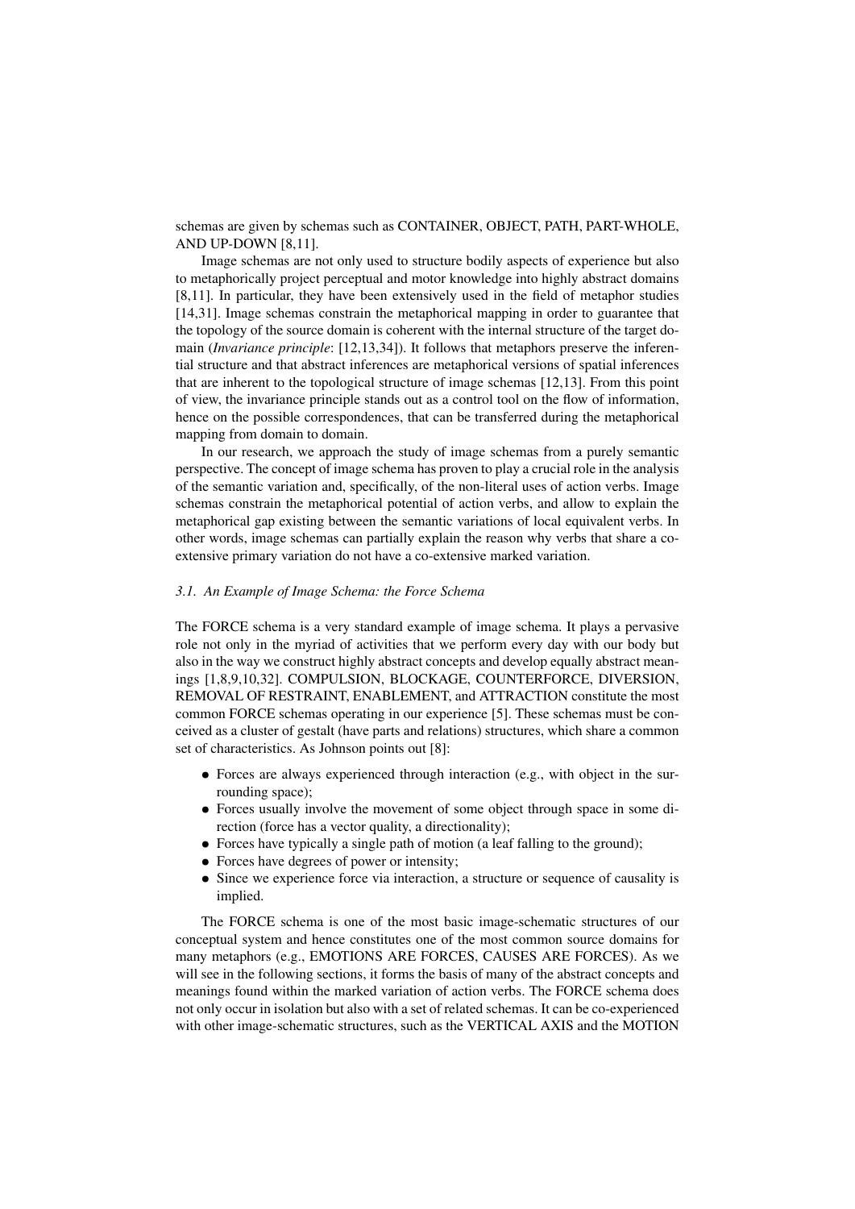schemas are given by schemas such as CONTAINER, OBJECT, PATH, PART-WHOLE, AND UP-DOWN [8,11].

Image schemas are not only used to structure bodily aspects of experience but also to metaphorically project perceptual and motor knowledge into highly abstract domains [8,11]. In particular, they have been extensively used in the field of metaphor studies [14,31]. Image schemas constrain the metaphorical mapping in order to guarantee that the topology of the source domain is coherent with the internal structure of the target domain (*Invariance principle*: [12,13,34]). It follows that metaphors preserve the inferential structure and that abstract inferences are metaphorical versions of spatial inferences that are inherent to the topological structure of image schemas [12,13]. From this point of view, the invariance principle stands out as a control tool on the flow of information, hence on the possible correspondences, that can be transferred during the metaphorical mapping from domain to domain.

In our research, we approach the study of image schemas from a purely semantic perspective. The concept of image schema has proven to play a crucial role in the analysis of the semantic variation and, specifically, of the non-literal uses of action verbs. Image schemas constrain the metaphorical potential of action verbs, and allow to explain the metaphorical gap existing between the semantic variations of local equivalent verbs. In other words, image schemas can partially explain the reason why verbs that share a co-extensive primary variation do not have a co-extensive marked variation.

### *3.1. An Example of Image Schema: the Force Schema*

The FORCE schema is a very standard example of image schema. It plays a pervasive role not only in the myriad of activities that we perform every day with our body but also in the way we construct highly abstract concepts and develop equally abstract meanings [1,8,9,10,32]. COMPULSION, BLOCKAGE, COUNTERFORCE, DIVERSION, REMOVAL OF RESTRAINT, ENABLEMENT, and ATTRACTION constitute the most common FORCE schemas operating in our experience [5]. These schemas must be conceived as a cluster of gestalt (have parts and relations) structures, which share a common set of characteristics. As Johnson points out [8]:

- Forces are always experienced through interaction (e.g., with object in the surrounding space);
- Forces usually involve the movement of some object through space in some direction (force has a vector quality, a directionality);
- Forces have typically a single path of motion (a leaf falling to the ground);
- Forces have degrees of power or intensity;
- Since we experience force via interaction, a structure or sequence of causality is implied.

The FORCE schema is one of the most basic image-schematic structures of our conceptual system and hence constitutes one of the most common source domains for many metaphors (e.g., EMOTIONS ARE FORCES, CAUSES ARE FORCES). As we will see in the following sections, it forms the basis of many of the abstract concepts and meanings found within the marked variation of action verbs. The FORCE schema does not only occur in isolation but also with a set of related schemas. It can be co-experienced with other image-schematic structures, such as the VERTICAL AXIS and the MOTION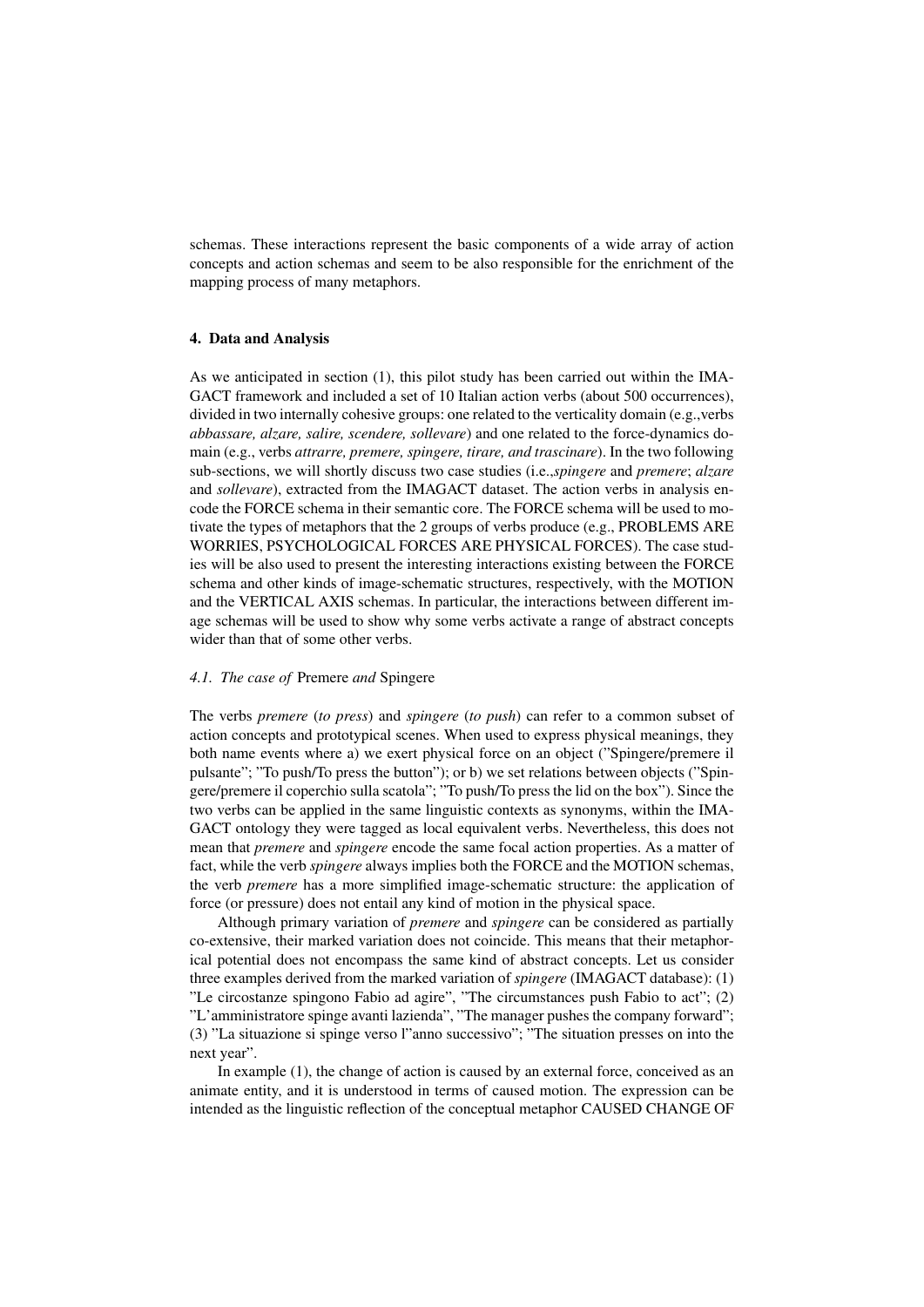schemas. These interactions represent the basic components of a wide array of action concepts and action schemas and seem to be also responsible for the enrichment of the mapping process of many metaphors.

## 4. Data and Analysis

As we anticipated in section (1), this pilot study has been carried out within the IMAGACT framework and included a set of 10 Italian action verbs (about 500 occurrences), divided in two internally cohesive groups: one related to the verticality domain (e.g.,verbs *abbassare, alzare, salire, scendere, sollevare*) and one related to the force-dynamics domain (e.g., verbs *attarre, premere, spingere, tirare, and trascinare*). In the two following sub-sections, we will shortly discuss two case studies (i.e.,*spingere* and *premere*; *alzare* and *sollevare*), extracted from the IMAGACT dataset. The action verbs in analysis encode the FORCE schema in their semantic core. The FORCE schema will be used to motivate the types of metaphors that the 2 groups of verbs produce (e.g., PROBLEMS ARE WORRIES, PSYCHOLOGICAL FORCES ARE PHYSICAL FORCES). The case studies will be also used to present the interesting interactions existing between the FORCE schema and other kinds of image-schematic structures, respectively, with the MOTION and the VERTICAL AXIS schemas. In particular, the interactions between different image schemas will be used to show why some verbs activate a range of abstract concepts wider than that of some other verbs.

### 4.1. *The case of* Premere *and* Spingere

The verbs *premere* (*to press*) and *spingere* (*to push*) can refer to a common subset of action concepts and prototypical scenes. When used to express physical meanings, they both name events where a) we exert physical force on an object (”Spingere/premere il pulsante”; ”To push/To press the button”); or b) we set relations between objects (”Spingere/premere il coperchio sulla scatola”; ”To push/To press the lid on the box”). Since the two verbs can be applied in the same linguistic contexts as synonyms, within the IMAGACT ontology they were tagged as local equivalent verbs. Nevertheless, this does not mean that *premere* and *spingere* encode the same focal action properties. As a matter of fact, while the verb *spingere* always implies both the FORCE and the MOTION schemas, the verb *premere* has a more simplified image-schematic structure: the application of force (or pressure) does not entail any kind of motion in the physical space.

Although primary variation of *premere* and *spingere* can be considered as partially co-extensive, their marked variation does not coincide. This means that their metaphorical potential does not encompass the same kind of abstract concepts. Let us consider three examples derived from the marked variation of *spingere* (IMAGACT database): (1) ”Le circostanze spingono Fabio ad agire”, ”The circumstances push Fabio to act”; (2) ”L'amministratore spinge avanti lazienda”, ”The manager pushes the company forward”; (3) ”La situazione si spinge verso l”anno successivo”; ”The situation presses on into the next year”.

In example (1), the change of action is caused by an external force, conceived as an animate entity, and it is understood in terms of caused motion. The expression can be intended as the linguistic reflection of the conceptual metaphor CAUSED CHANGE OF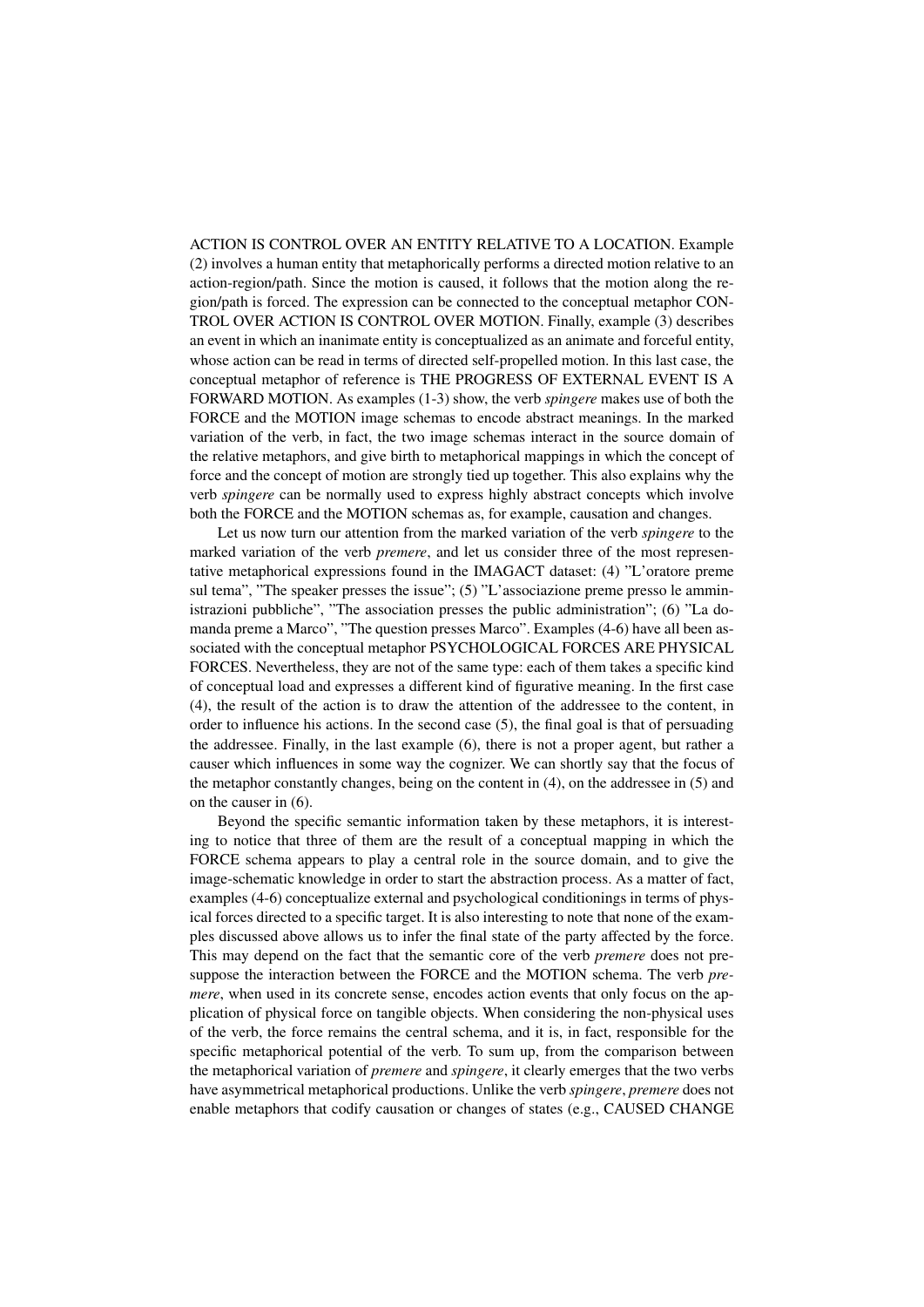ACTION IS CONTROL OVER AN ENTITY RELATIVE TO A LOCATION. Example (2) involves a human entity that metaphorically performs a directed motion relative to an action-region/path. Since the motion is caused, it follows that the motion along the region/path is forced. The expression can be connected to the conceptual metaphor CONTROL OVER ACTION IS CONTROL OVER MOTION. Finally, example (3) describes an event in which an inanimate entity is conceptualized as an animate and forceful entity, whose action can be read in terms of directed self-propelled motion. In this last case, the conceptual metaphor of reference is THE PROGRESS OF EXTERNAL EVENT IS A FORWARD MOTION. As examples (1-3) show, the verb *spingere* makes use of both the FORCE and the MOTION image schemas to encode abstract meanings. In the marked variation of the verb, in fact, the two image schemas interact in the source domain of the relative metaphors, and give birth to metaphorical mappings in which the concept of force and the concept of motion are strongly tied up together. This also explains why the verb *spingere* can be normally used to express highly abstract concepts which involve both the FORCE and the MOTION schemas as, for example, causation and changes.

Let us now turn our attention from the marked variation of the verb *spingere* to the marked variation of the verb *premere*, and let us consider three of the most representative metaphorical expressions found in the IMAGACT dataset: (4) "L'oratore preme sul tema", "The speaker presses the issue"; (5) "L'associazione preme presso le amministrazioni pubbliche", "The association presses the public administration"; (6) "La domanda preme a Marco", "The question presses Marco". Examples (4-6) have all been associated with the conceptual metaphor PSYCHOLOGICAL FORCES ARE PHYSICAL FORCES. Nevertheless, they are not of the same type: each of them takes a specific kind of conceptual load and expresses a different kind of figurative meaning. In the first case (4), the result of the action is to draw the attention of the addressee to the content, in order to influence his actions. In the second case (5), the final goal is that of persuading the addressee. Finally, in the last example (6), there is not a proper agent, but rather a causer which influences in some way the cognizer. We can shortly say that the focus of the metaphor constantly changes, being on the content in (4), on the addressee in (5) and on the causer in (6).

Beyond the specific semantic information taken by these metaphors, it is interesting to notice that three of them are the result of a conceptual mapping in which the FORCE schema appears to play a central role in the source domain, and to give the image-schematic knowledge in order to start the abstraction process. As a matter of fact, examples (4-6) conceptualize external and psychological conditionings in terms of physical forces directed to a specific target. It is also interesting to note that none of the examples discussed above allows us to infer the final state of the party affected by the force. This may depend on the fact that the semantic core of the verb *premere* does not presuppose the interaction between the FORCE and the MOTION schema. The verb *premere*, when used in its concrete sense, encodes action events that only focus on the application of physical force on tangible objects. When considering the non-physical uses of the verb, the force remains the central schema, and it is, in fact, responsible for the specific metaphorical potential of the verb. To sum up, from the comparison between the metaphorical variation of *premere* and *spingere*, it clearly emerges that the two verbs have asymmetrical metaphorical productions. Unlike the verb *spingere*, *premere* does not enable metaphors that codify causation or changes of states (e.g., CAUSED CHANGE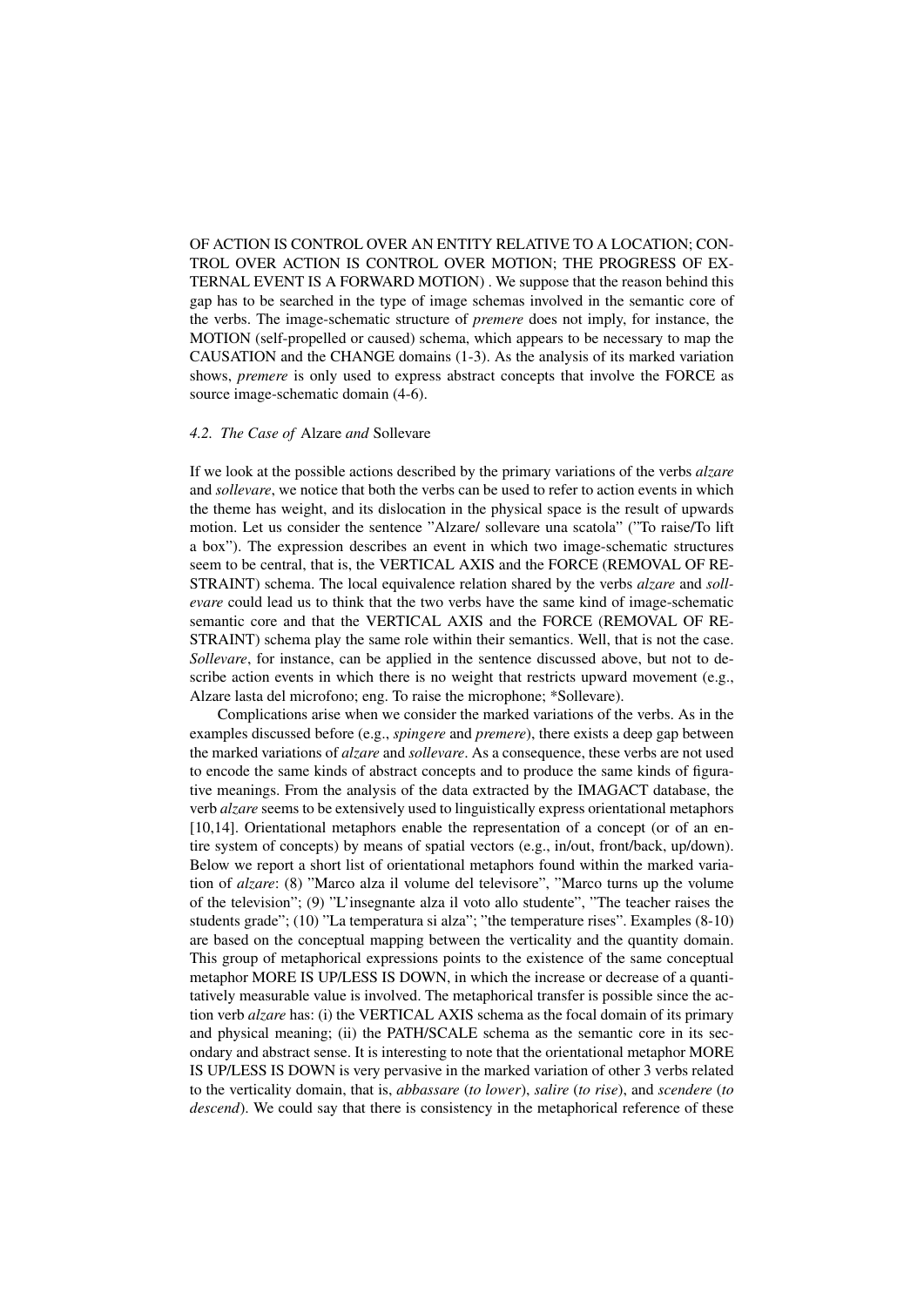OF ACTION IS CONTROL OVER AN ENTITY RELATIVE TO A LOCATION; CONTROL OVER ACTION IS CONTROL OVER MOTION; THE PROGRESS OF EXTERNAL EVENT IS A FORWARD MOTION) . We suppose that the reason behind this gap has to be searched in the type of image schemas involved in the semantic core of the verbs. The image-schematic structure of *premere* does not imply, for instance, the MOTION (self-propelled or caused) schema, which appears to be necessary to map the CAUSATION and the CHANGE domains (1-3). As the analysis of its marked variation shows, *premere* is only used to express abstract concepts that involve the FORCE as source image-schematic domain (4-6).

### *4.2. The Case of* Alzare *and* Sollevare

If we look at the possible actions described by the primary variations of the verbs *alzare* and *sollevare*, we notice that both the verbs can be used to refer to action events in which the theme has weight, and its dislocation in the physical space is the result of upwards motion. Let us consider the sentence "Alzare/ sollevare una scatola" ("To raise/To lift a box"). The expression describes an event in which two image-schematic structures seem to be central, that is, the VERTICAL AXIS and the FORCE (REMOVAL OF RESTRAINT) schema. The local equivalence relation shared by the verbs *alzare* and *sollevare* could lead us to think that the two verbs have the same kind of image-schematic semantic core and that the VERTICAL AXIS and the FORCE (REMOVAL OF RESTRAINT) schema play the same role within their semantics. Well, that is not the case. *Sollevare*, for instance, can be applied in the sentence discussed above, but not to describe action events in which there is no weight that restricts upward movement (e.g., Alzare lasta del microfono; eng. To raise the microphone; *Sollevare).

Complications arise when we consider the marked variations of the verbs. As in the examples discussed before (e.g., *spingere* and *premere*), there exists a deep gap between the marked variations of *alzare* and *sollevare*. As a consequence, these verbs are not used to encode the same kinds of abstract concepts and to produce the same kinds of figurative meanings. From the analysis of the data extracted by the IMAGACT database, the verb *alzare* seems to be extensively used to linguistically express orientational metaphors [10,14]. Orientational metaphors enable the representation of a concept (or of an entire system of concepts) by means of spatial vectors (e.g., in/out, front/back, up/down). Below we report a short list of orientational metaphors found within the marked variation of *alzare*: (8) "Marco alza il volume del televisore", "Marco turns up the volume of the television"; (9) "L'insegnante alza il voto allo studente", "The teacher raises the students grade"; (10) "La temperatura si alza"; "the temperature rises". Examples (8-10) are based on the conceptual mapping between the verticality and the quantity domain. This group of metaphorical expressions points to the existence of the same conceptual metaphor MORE IS UP/LESS IS DOWN, in which the increase or decrease of a quantitatively measurable value is involved. The metaphorical transfer is possible since the action verb *alzare* has: (i) the VERTICAL AXIS schema as the focal domain of its primary and physical meaning; (ii) the PATH/SCALE schema as the semantic core in its secondary and abstract sense. It is interesting to note that the orientational metaphor MORE IS UP/LESS IS DOWN is very pervasive in the marked variation of other 3 verbs related to the verticality domain, that is, *abbassare* (*to lower*), *salire* (*to rise*), and *scendere* (*to descend*). We could say that there is consistency in the metaphorical reference of these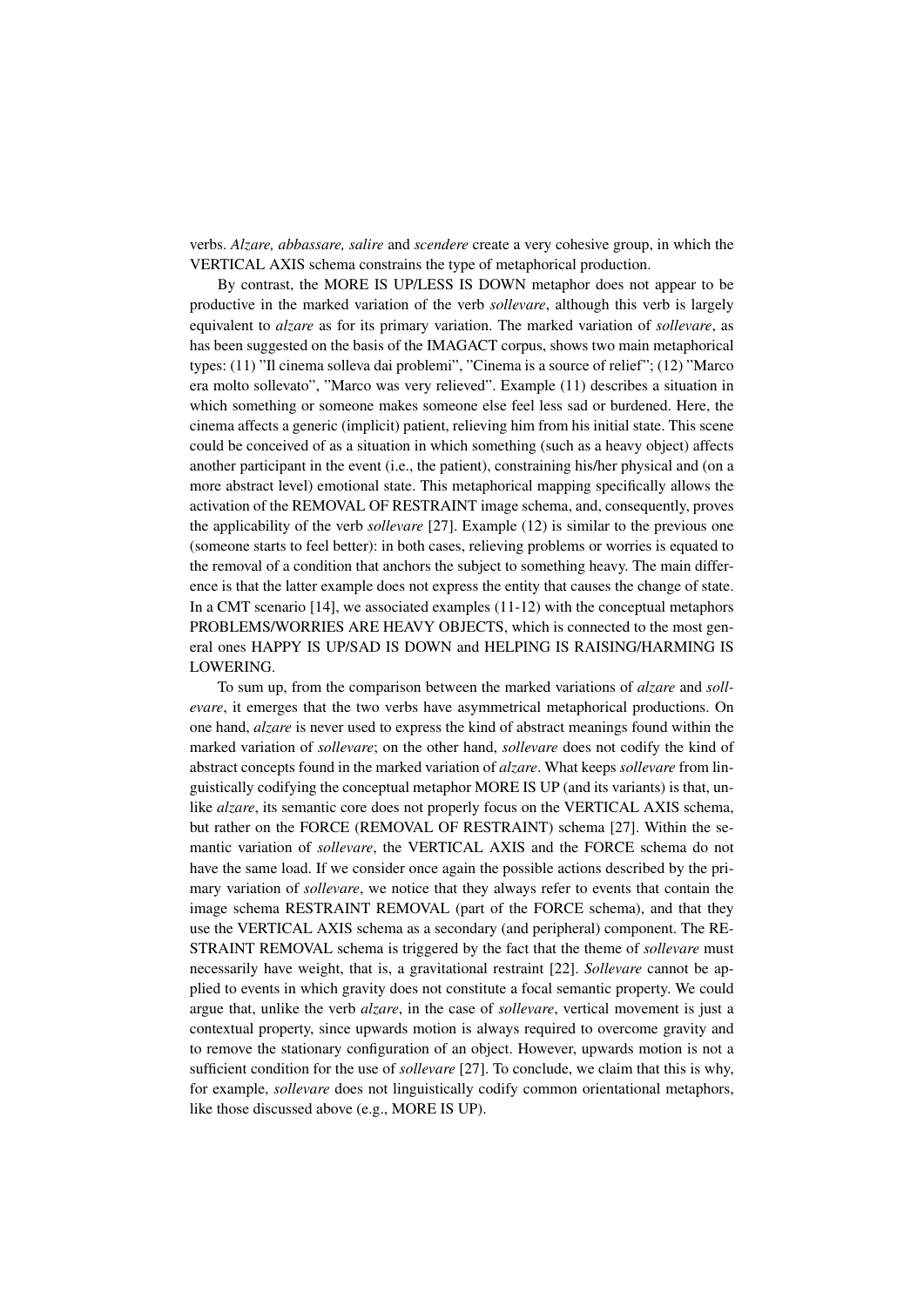verbs. *Alzare, abbassare, salire* and *scendere* create a very cohesive group, in which the VERTICAL AXIS schema constrains the type of metaphorical production.

By contrast, the MORE IS UP/LESS IS DOWN metaphor does not appear to be productive in the marked variation of the verb *sollevare*, although this verb is largely equivalent to *alzare* as for its primary variation. The marked variation of *sollevare*, as has been suggested on the basis of the IMAGACT corpus, shows two main metaphorical types: (11) "Il cinema solleva dai problemi", "Cinema is a source of relief"; (12) "Marco era molto sollevato", "Marco was very relieved". Example (11) describes a situation in which something or someone makes someone else feel less sad or burdened. Here, the cinema affects a generic (implicit) patient, relieving him from his initial state. This scene could be conceived of as a situation in which something (such as a heavy object) affects another participant in the event (i.e., the patient), constraining his/her physical and (on a more abstract level) emotional state. This metaphorical mapping specifically allows the activation of the REMOVAL OF RESTRAINT image schema, and, consequently, proves the applicability of the verb *sollevare* [27]. Example (12) is similar to the previous one (someone starts to feel better): in both cases, relieving problems or worries is equated to the removal of a condition that anchors the subject to something heavy. The main difference is that the latter example does not express the entity that causes the change of state. In a CMT scenario [14], we associated examples (11-12) with the conceptual metaphors PROBLEMS/WORRIES ARE HEAVY OBJECTS, which is connected to the most general ones HAPPY IS UP/SAD IS DOWN and HELPING IS RAISING/HARMING IS LOWERING.

To sum up, from the comparison between the marked variations of *alzare* and *sollevare*, it emerges that the two verbs have asymmetrical metaphorical productions. On one hand, *alzare* is never used to express the kind of abstract meanings found within the marked variation of *sollevare*; on the other hand, *sollevare* does not codify the kind of abstract concepts found in the marked variation of *alzare*. What keeps *sollevare* from linguistically codifying the conceptual metaphor MORE IS UP (and its variants) is that, unlike *alzare*, its semantic core does not properly focus on the VERTICAL AXIS schema, but rather on the FORCE (REMOVAL OF RESTRAINT) schema [27]. Within the semantic variation of *sollevare*, the VERTICAL AXIS and the FORCE schema do not have the same load. If we consider once again the possible actions described by the primary variation of *sollevare*, we notice that they always refer to events that contain the image schema RESTRAINT REMOVAL (part of the FORCE schema), and that they use the VERTICAL AXIS schema as a secondary (and peripheral) component. The RESTRAINT REMOVAL schema is triggered by the fact that the theme of *sollevare* must necessarily have weight, that is, a gravitational restraint [22]. *Sollevare* cannot be applied to events in which gravity does not constitute a focal semantic property. We could argue that, unlike the verb *alzare*, in the case of *sollevare*, vertical movement is just a contextual property, since upwards motion is always required to overcome gravity and to remove the stationary configuration of an object. However, upwards motion is not a sufficient condition for the use of *sollevare* [27]. To conclude, we claim that this is why, for example, *sollevare* does not linguistically codify common orientational metaphors, like those discussed above (e.g., MORE IS UP).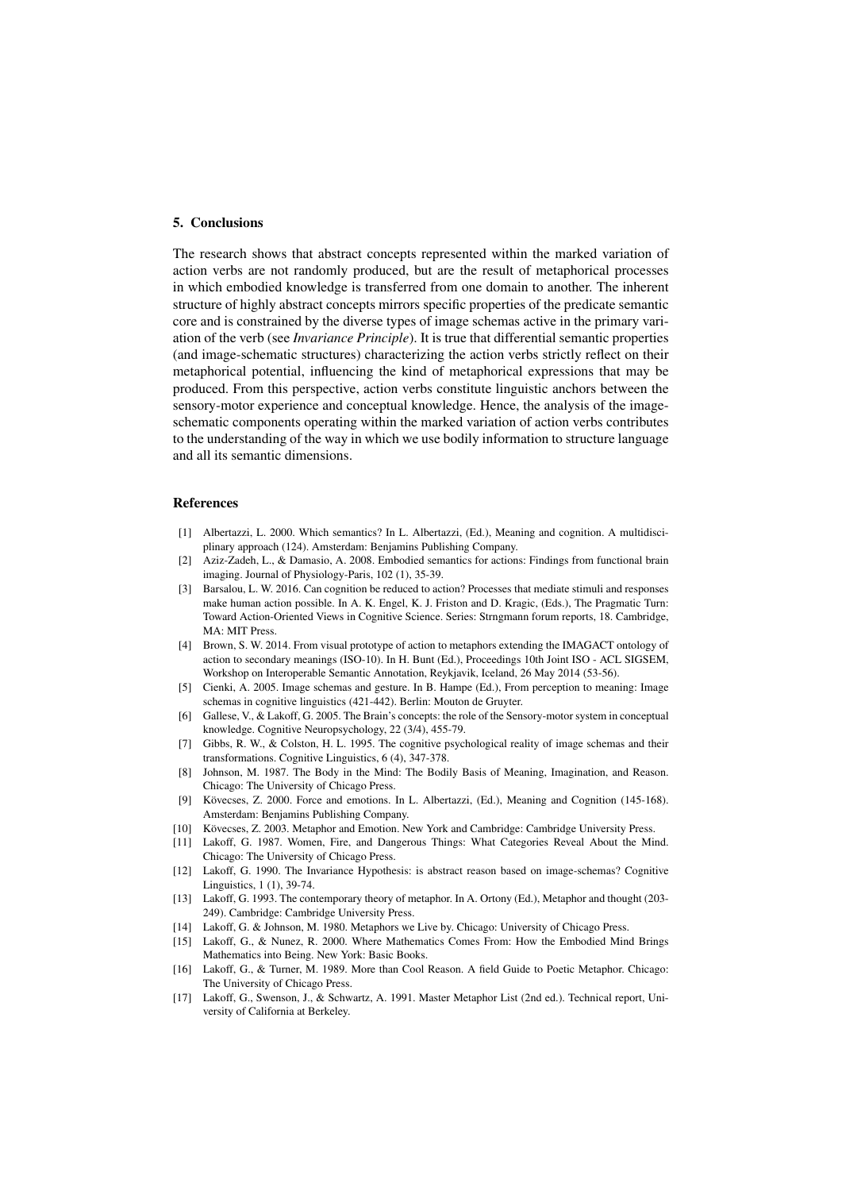## 5. Conclusions

The research shows that abstract concepts represented within the marked variation of action verbs are not randomly produced, but are the result of metaphorical processes in which embodied knowledge is transferred from one domain to another. The inherent structure of highly abstract concepts mirrors specific properties of the predicate semantic core and is constrained by the diverse types of image schemas active in the primary variation of the verb (see *Invariance Principle*). It is true that differential semantic properties (and image-schematic structures) characterizing the action verbs strictly reflect on their metaphorical potential, influencing the kind of metaphorical expressions that may be produced. From this perspective, action verbs constitute linguistic anchors between the sensory-motor experience and conceptual knowledge. Hence, the analysis of the image-schematic components operating within the marked variation of action verbs contributes to the understanding of the way in which we use bodily information to structure language and all its semantic dimensions.

## References

[1] Albertazzi, L. 2000. Which semantics? In L. Albertazzi, (Ed.), Meaning and cognition. A multidisciplinary approach (124). Amsterdam: Benjamins Publishing Company.

[2] Aziz-Zadeh, L., & Damasio, A. 2008. Embodied semantics for actions: Findings from functional brain imaging. Journal of Physiology-Paris, 102 (1), 35-39.

[3] Barsalou, L. W. 2016. Can cognition be reduced to action? Processes that mediate stimuli and responses make human action possible. In A. K. Engel, K. J. Friston and D. Kragic, (Eds.), The Pragmatic Turn: Toward Action-Oriented Views in Cognitive Science. Series: Strngmann forum reports, 18. Cambridge, MA: MIT Press.

[4] Brown, S. W. 2014. From visual prototype of action to metaphors extending the IMAGACT ontology of action to secondary meanings (ISO-10). In H. Bunt (Ed.), Proceedings 10th Joint ISO - ACL SIGSEM, Workshop on Interoperable Semantic Annotation, Reykjavik, Iceland, 26 May 2014 (53-56).

[5] Cienki, A. 2005. Image schemas and gesture. In B. Hampe (Ed.), From perception to meaning: Image schemas in cognitive linguistics (421-442). Berlin: Mouton de Gruyter.

[6] Gallese, V., & Lakoff, G. 2005. The Brain's concepts: the role of the Sensory-motor system in conceptual knowledge. Cognitive Neuropsychology, 22 (3/4), 455-79.

[7] Gibbs, R. W., & Colston, H. L. 1995. The cognitive psychological reality of image schemas and their transformations. Cognitive Linguistics, 6 (4), 347-378.

[8] Johnson, M. 1987. The Body in the Mind: The Bodily Basis of Meaning, Imagination, and Reason. Chicago: The University of Chicago Press.

[9] Kövecses, Z. 2000. Force and emotions. In L. Albertazzi, (Ed.), Meaning and Cognition (145-168). Amsterdam: Benjamins Publishing Company.

[10] Kövecses, Z. 2003. Metaphor and Emotion. New York and Cambridge: Cambridge University Press.

[11] Lakoff, G. 1987. Women, Fire, and Dangerous Things: What Categories Reveal About the Mind. Chicago: The University of Chicago Press.

[12] Lakoff, G. 1990. The Invariance Hypothesis: is abstract reason based on image-schemas? Cognitive Linguistics, 1 (1), 39-74.

[13] Lakoff, G. 1993. The contemporary theory of metaphor. In A. Ortony (Ed.), Metaphor and thought (203-249). Cambridge: Cambridge University Press.

[14] Lakoff, G. & Johnson, M. 1980. Metaphors we Live by. Chicago: University of Chicago Press.

[15] Lakoff, G., & Nunez, R. 2000. Where Mathematics Comes From: How the Embodied Mind Brings Mathematics into Being. New York: Basic Books.

[16] Lakoff, G., & Turner, M. 1989. More than Cool Reason. A field Guide to Poetic Metaphor. Chicago: The University of Chicago Press.

[17] Lakoff, G., Swenson, J., & Schwartz, A. 1991. Master Metaphor List (2nd ed.). Technical report, University of California at Berkeley.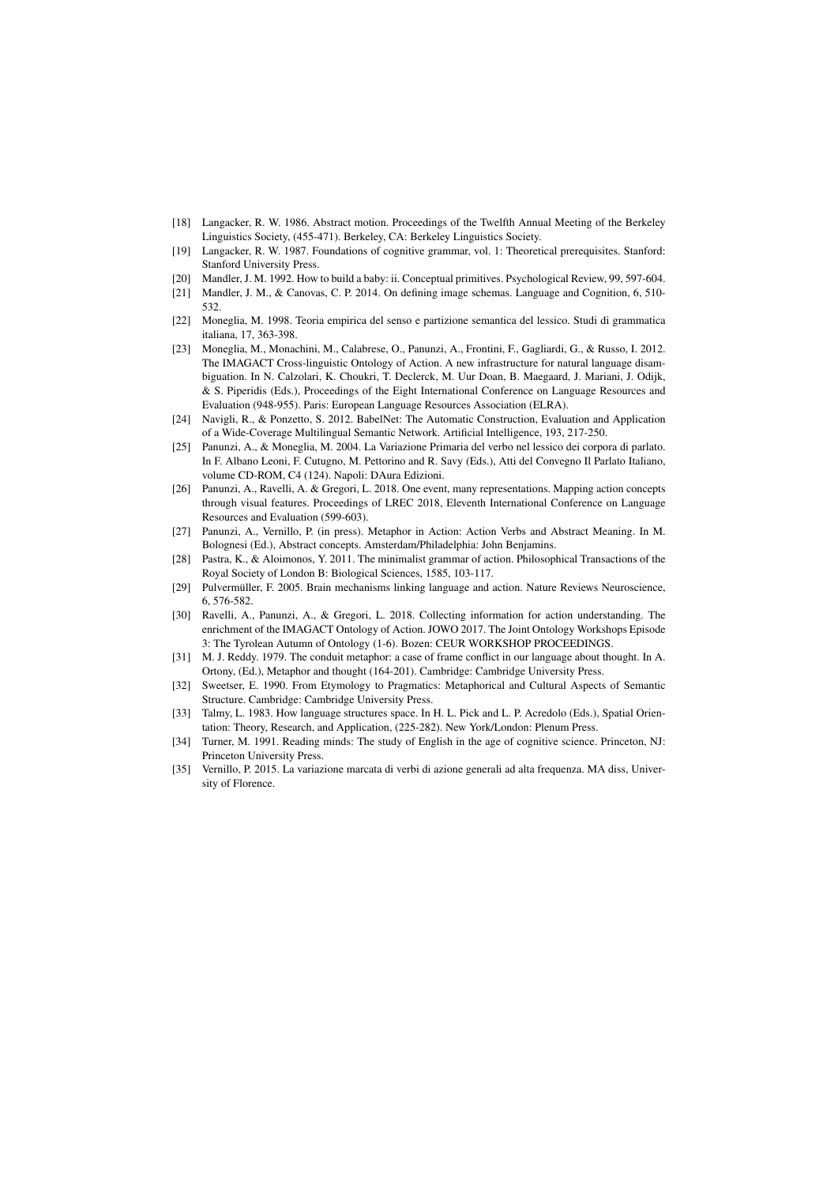[18] Langacker, R. W. 1986. Abstract motion. Proceedings of the Twelfth Annual Meeting of the Berkeley Linguistics Society, (455-471). Berkeley, CA: Berkeley Linguistics Society.

[19] Langacker, R. W. 1987. Foundations of cognitive grammar, vol. 1: Theoretical prerequisites. Stanford: Stanford University Press.

[20] Mandler, J. M. 1992. How to build a baby: ii. Conceptual primitives. Psychological Review, 99, 597-604.

[21] Mandler, J. M., & Canovas, C. P. 2014. On defining image schemas. Language and Cognition, 6, 510-532.

[22] Moneglia, M. 1998. Teoria empirica del senso e partizione semantica del lessico. Studi di grammatica italiana, 17, 363-398.

[23] Moneglia, M., Monachini, M., Calabrese, O., Panunzi, A., Frontini, F., Gagliardi, G., & Russo, I. 2012. The IMAGACT Cross-linguistic Ontology of Action. A new infrastructure for natural language disambiguation. In N. Calzolari, K. Choukri, T. Declerck, M. Uur Doan, B. Maegaard, J. Mariani, J. Odijk, & S. Piperidis (Eds.), Proceedings of the Eight International Conference on Language Resources and Evaluation (948-955). Paris: European Language Resources Association (ELRA).

[24] Navigli, R., & Ponzetto, S. 2012. BabelNet: The Automatic Construction, Evaluation and Application of a Wide-Coverage Multilingual Semantic Network. Artificial Intelligence, 193, 217-250.

[25] Panunzi, A., & Moneglia, M. 2004. La Variazione Primaria del verbo nel lessico dei corpora di parlato. In F. Albano Leoni, F. Cutugno, M. Pettorino and R. Savy (Eds.), Atti del Convegno Il Parlato Italiano, volume CD-ROM, C4 (124). Napoli: DAura Edizioni.

[26] Panunzi, A., Ravelli, A. & Gregori, L. 2018. One event, many representations. Mapping action concepts through visual features. Proceedings of LREC 2018, Eleventh International Conference on Language Resources and Evaluation (599-603).

[27] Panunzi, A., Vernillo, P. (in press). Metaphor in Action: Action Verbs and Abstract Meaning. In M. Bolognesi (Ed.), Abstract concepts. Amsterdam/Philadelphia: John Benjamins.

[28] Pastra, K., & Aloimonos, Y. 2011. The minimalist grammar of action. Philosophical Transactions of the Royal Society of London B: Biological Sciences, 1585, 103-117.

[29] Pulvermüller, F. 2005. Brain mechanisms linking language and action. Nature Reviews Neuroscience, 6, 576-582.

[30] Ravelli, A., Panunzi, A., & Gregori, L. 2018. Collecting information for action understanding. The enrichment of the IMAGACT Ontology of Action. JOWO 2017. The Joint Ontology Workshops Episode 3: The Tyrolean Autumn of Ontology (1-6). Bozen: CEUR WORKSHOP PROCEEDINGS.

[31] M. J. Reddy. 1979. The conduit metaphor: a case of frame conflict in our language about thought. In A. Ortony, (Ed.), Metaphor and thought (164-201). Cambridge: Cambridge University Press.

[32] Sweetser, E. 1990. From Etymology to Pragmatics: Metaphorical and Cultural Aspects of Semantic Structure. Cambridge: Cambridge University Press.

[33] Talmy, L. 1983. How language structures space. In H. L. Pick and L. P. Acredolo (Eds.), Spatial Orientation: Theory, Research, and Application, (225-282). New York/London: Plenum Press.

[34] Turner, M. 1991. Reading minds: The study of English in the age of cognitive science. Princeton, NJ: Princeton University Press.

[35] Vernillo, P. 2015. La variazione marcata di verbi di azione generali ad alta frequenza. MA diss, University of Florence.